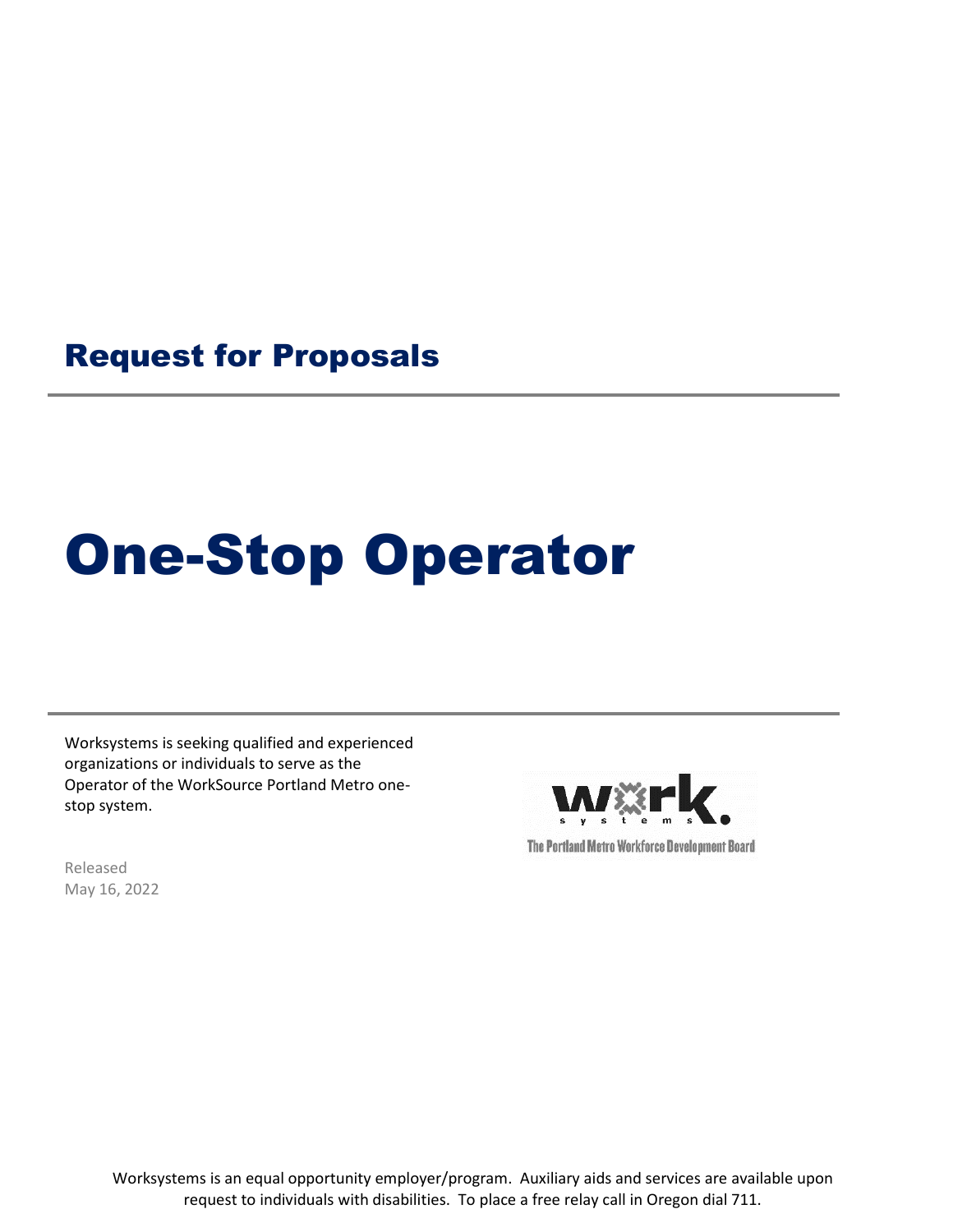# Request for Proposals

# One-Stop Operator

Worksystems is seeking qualified and experienced organizations or individuals to serve as the Operator of the WorkSource Portland Metro one-stop system.

work systems
The Portland Metro Workforce Development Board

Released
May 16, 2022

Worksystems is an equal opportunity employer/program. Auxiliary aids and services are available upon request to individuals with disabilities. To place a free relay call in Oregon dial 711.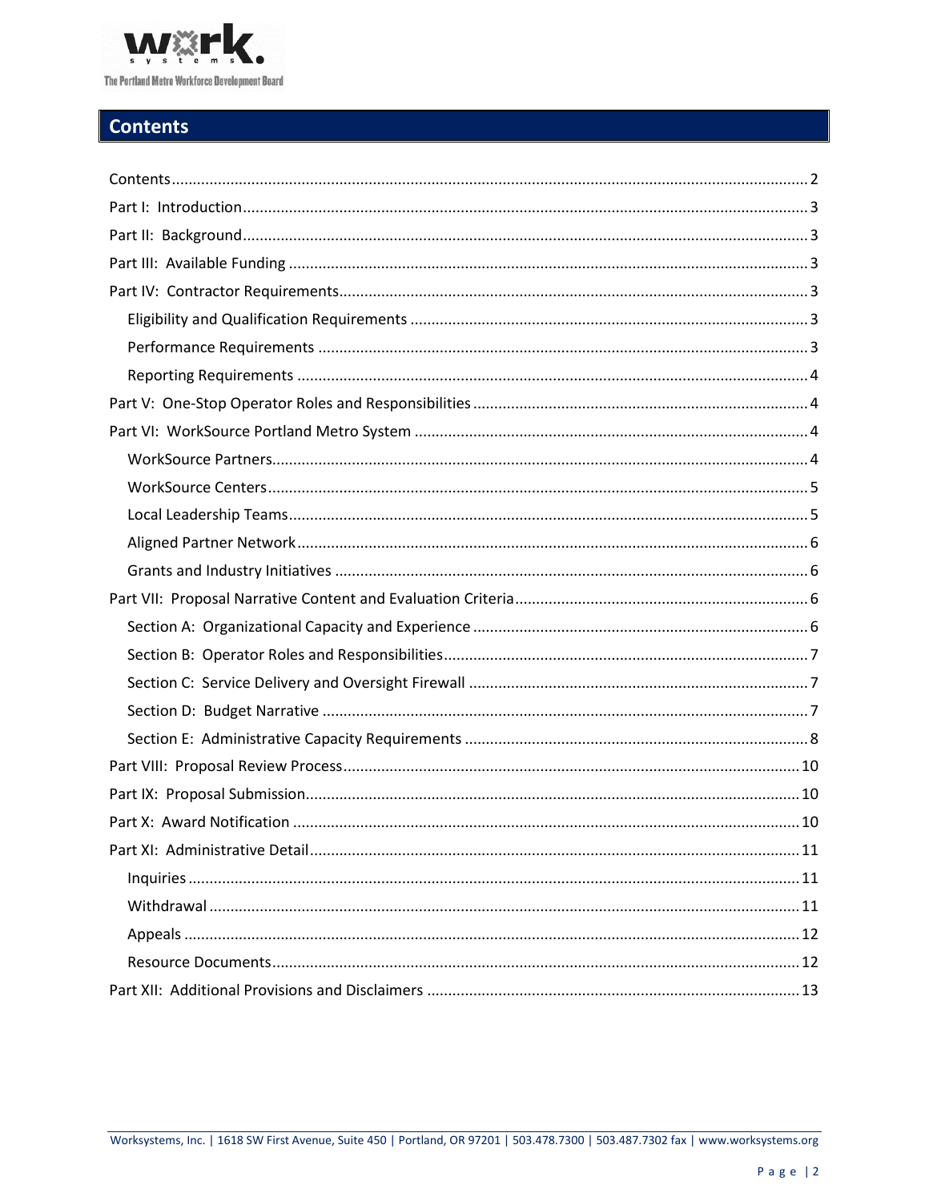## Contents

- Contents ........ 2
- Part I: Introduction ........ 3
- Part II: Background ........ 3
- Part III: Available Funding ........ 3
- Part IV: Contractor Requirements ........ 3
  - Eligibility and Qualification Requirements ........ 3
  - Performance Requirements ........ 3
  - Reporting Requirements ........ 4
- Part V: One-Stop Operator Roles and Responsibilities ........ 4
- Part VI: WorkSource Portland Metro System ........ 4
  - WorkSource Partners ........ 4
  - WorkSource Centers ........ 5
  - Local Leadership Teams ........ 5
  - Aligned Partner Network ........ 6
  - Grants and Industry Initiatives ........ 6
- Part VII: Proposal Narrative Content and Evaluation Criteria ........ 6
  - Section A: Organizational Capacity and Experience ........ 6
  - Section B: Operator Roles and Responsibilities ........ 7
  - Section C: Service Delivery and Oversight Firewall ........ 7
  - Section D: Budget Narrative ........ 7
  - Section E: Administrative Capacity Requirements ........ 8
- Part VIII: Proposal Review Process ........ 10
- Part IX: Proposal Submission ........ 10
- Part X: Award Notification ........ 10
- Part XI: Administrative Detail ........ 11
  - Inquiries ........ 11
  - Withdrawal ........ 11
  - Appeals ........ 12
  - Resource Documents ........ 12
- Part XII: Additional Provisions and Disclaimers ........ 13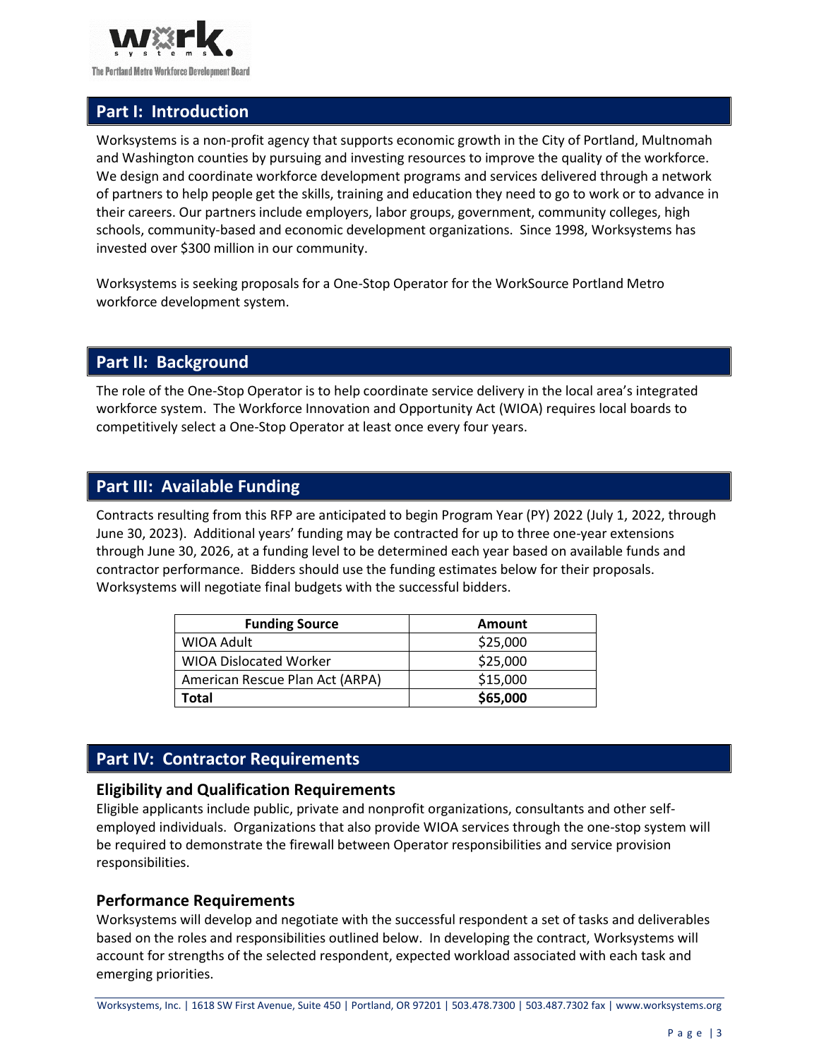## Part I: Introduction

Worksystems is a non-profit agency that supports economic growth in the City of Portland, Multnomah and Washington counties by pursuing and investing resources to improve the quality of the workforce. We design and coordinate workforce development programs and services delivered through a network of partners to help people get the skills, training and education they need to go to work or to advance in their careers. Our partners include employers, labor groups, government, community colleges, high schools, community-based and economic development organizations. Since 1998, Worksystems has invested over $300 million in our community.

Worksystems is seeking proposals for a One-Stop Operator for the WorkSource Portland Metro workforce development system.

## Part II: Background

The role of the One-Stop Operator is to help coordinate service delivery in the local area's integrated workforce system. The Workforce Innovation and Opportunity Act (WIOA) requires local boards to competitively select a One-Stop Operator at least once every four years.

## Part III: Available Funding

Contracts resulting from this RFP are anticipated to begin Program Year (PY) 2022 (July 1, 2022, through June 30, 2023). Additional years' funding may be contracted for up to three one-year extensions through June 30, 2026, at a funding level to be determined each year based on available funds and contractor performance. Bidders should use the funding estimates below for their proposals. Worksystems will negotiate final budgets with the successful bidders.

| Funding Source | Amount |
|---|---|
| WIOA Adult | $25,000 |
| WIOA Dislocated Worker | $25,000 |
| American Rescue Plan Act (ARPA) | $15,000 |
| **Total** | **$65,000** |

## Part IV: Contractor Requirements

### Eligibility and Qualification Requirements

Eligible applicants include public, private and nonprofit organizations, consultants and other self-employed individuals. Organizations that also provide WIOA services through the one-stop system will be required to demonstrate the firewall between Operator responsibilities and service provision responsibilities.

### Performance Requirements

Worksystems will develop and negotiate with the successful respondent a set of tasks and deliverables based on the roles and responsibilities outlined below. In developing the contract, Worksystems will account for strengths of the selected respondent, expected workload associated with each task and emerging priorities.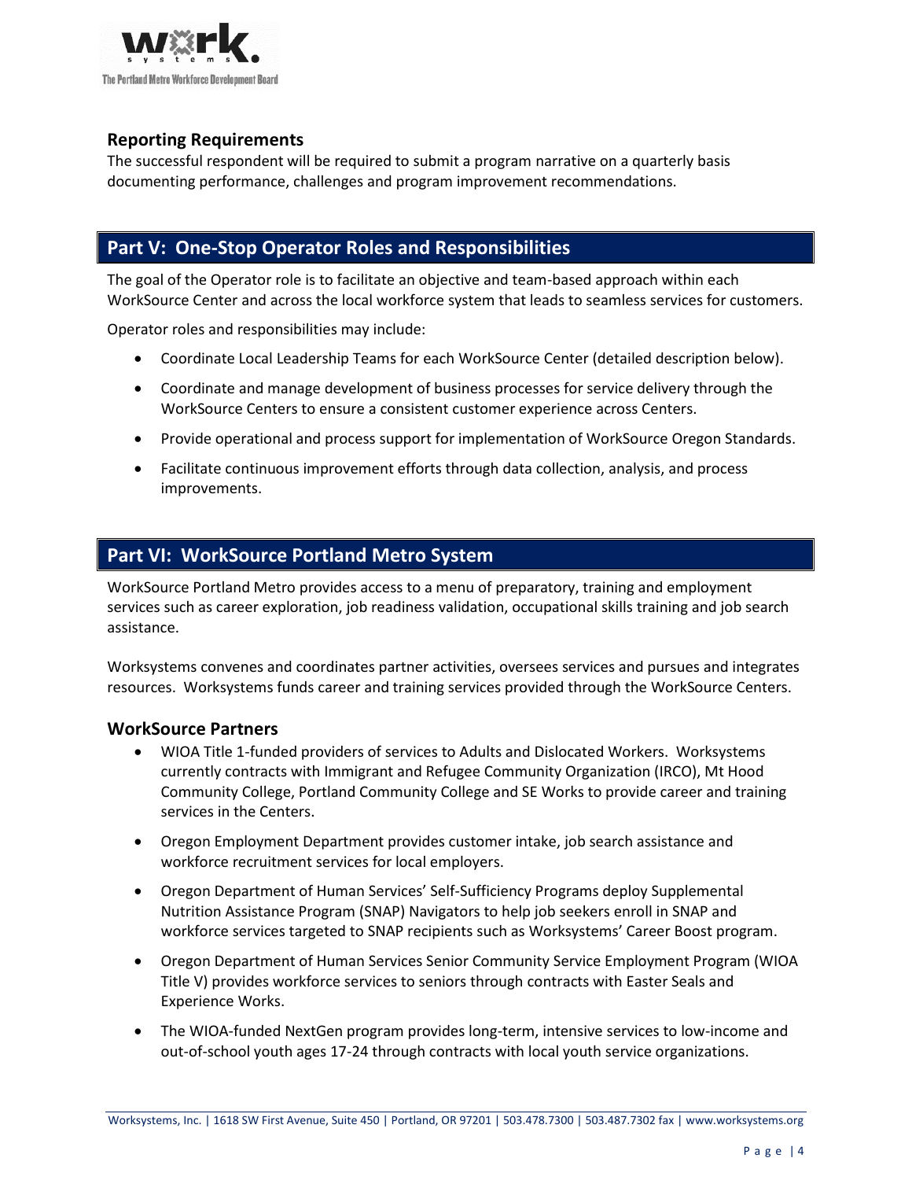### Reporting Requirements

The successful respondent will be required to submit a program narrative on a quarterly basis documenting performance, challenges and program improvement recommendations.

## Part V: One-Stop Operator Roles and Responsibilities

The goal of the Operator role is to facilitate an objective and team-based approach within each WorkSource Center and across the local workforce system that leads to seamless services for customers.

Operator roles and responsibilities may include:

- Coordinate Local Leadership Teams for each WorkSource Center (detailed description below).
- Coordinate and manage development of business processes for service delivery through the WorkSource Centers to ensure a consistent customer experience across Centers.
- Provide operational and process support for implementation of WorkSource Oregon Standards.
- Facilitate continuous improvement efforts through data collection, analysis, and process improvements.

## Part VI: WorkSource Portland Metro System

WorkSource Portland Metro provides access to a menu of preparatory, training and employment services such as career exploration, job readiness validation, occupational skills training and job search assistance.

Worksystems convenes and coordinates partner activities, oversees services and pursues and integrates resources. Worksystems funds career and training services provided through the WorkSource Centers.

### WorkSource Partners

- WIOA Title 1-funded providers of services to Adults and Dislocated Workers. Worksystems currently contracts with Immigrant and Refugee Community Organization (IRCO), Mt Hood Community College, Portland Community College and SE Works to provide career and training services in the Centers.
- Oregon Employment Department provides customer intake, job search assistance and workforce recruitment services for local employers.
- Oregon Department of Human Services' Self-Sufficiency Programs deploy Supplemental Nutrition Assistance Program (SNAP) Navigators to help job seekers enroll in SNAP and workforce services targeted to SNAP recipients such as Worksystems' Career Boost program.
- Oregon Department of Human Services Senior Community Service Employment Program (WIOA Title V) provides workforce services to seniors through contracts with Easter Seals and Experience Works.
- The WIOA-funded NextGen program provides long-term, intensive services to low-income and out-of-school youth ages 17-24 through contracts with local youth service organizations.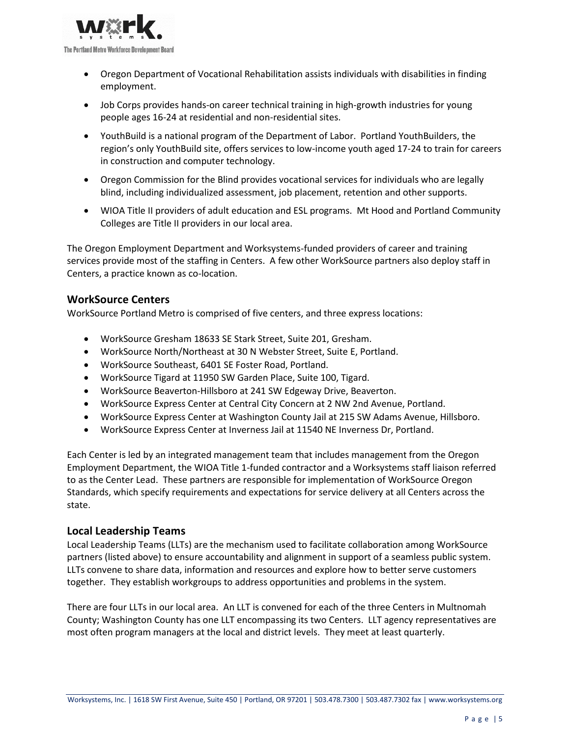- Oregon Department of Vocational Rehabilitation assists individuals with disabilities in finding employment.
- Job Corps provides hands-on career technical training in high-growth industries for young people ages 16-24 at residential and non-residential sites.
- YouthBuild is a national program of the Department of Labor. Portland YouthBuilders, the region's only YouthBuild site, offers services to low-income youth aged 17-24 to train for careers in construction and computer technology.
- Oregon Commission for the Blind provides vocational services for individuals who are legally blind, including individualized assessment, job placement, retention and other supports.
- WIOA Title II providers of adult education and ESL programs. Mt Hood and Portland Community Colleges are Title II providers in our local area.

The Oregon Employment Department and Worksystems-funded providers of career and training services provide most of the staffing in Centers. A few other WorkSource partners also deploy staff in Centers, a practice known as co-location.

## WorkSource Centers

WorkSource Portland Metro is comprised of five centers, and three express locations:

- WorkSource Gresham 18633 SE Stark Street, Suite 201, Gresham.
- WorkSource North/Northeast at 30 N Webster Street, Suite E, Portland.
- WorkSource Southeast, 6401 SE Foster Road, Portland.
- WorkSource Tigard at 11950 SW Garden Place, Suite 100, Tigard.
- WorkSource Beaverton-Hillsboro at 241 SW Edgeway Drive, Beaverton.
- WorkSource Express Center at Central City Concern at 2 NW 2nd Avenue, Portland.
- WorkSource Express Center at Washington County Jail at 215 SW Adams Avenue, Hillsboro.
- WorkSource Express Center at Inverness Jail at 11540 NE Inverness Dr, Portland.

Each Center is led by an integrated management team that includes management from the Oregon Employment Department, the WIOA Title 1-funded contractor and a Worksystems staff liaison referred to as the Center Lead. These partners are responsible for implementation of WorkSource Oregon Standards, which specify requirements and expectations for service delivery at all Centers across the state.

## Local Leadership Teams

Local Leadership Teams (LLTs) are the mechanism used to facilitate collaboration among WorkSource partners (listed above) to ensure accountability and alignment in support of a seamless public system. LLTs convene to share data, information and resources and explore how to better serve customers together. They establish workgroups to address opportunities and problems in the system.

There are four LLTs in our local area. An LLT is convened for each of the three Centers in Multnomah County; Washington County has one LLT encompassing its two Centers. LLT agency representatives are most often program managers at the local and district levels. They meet at least quarterly.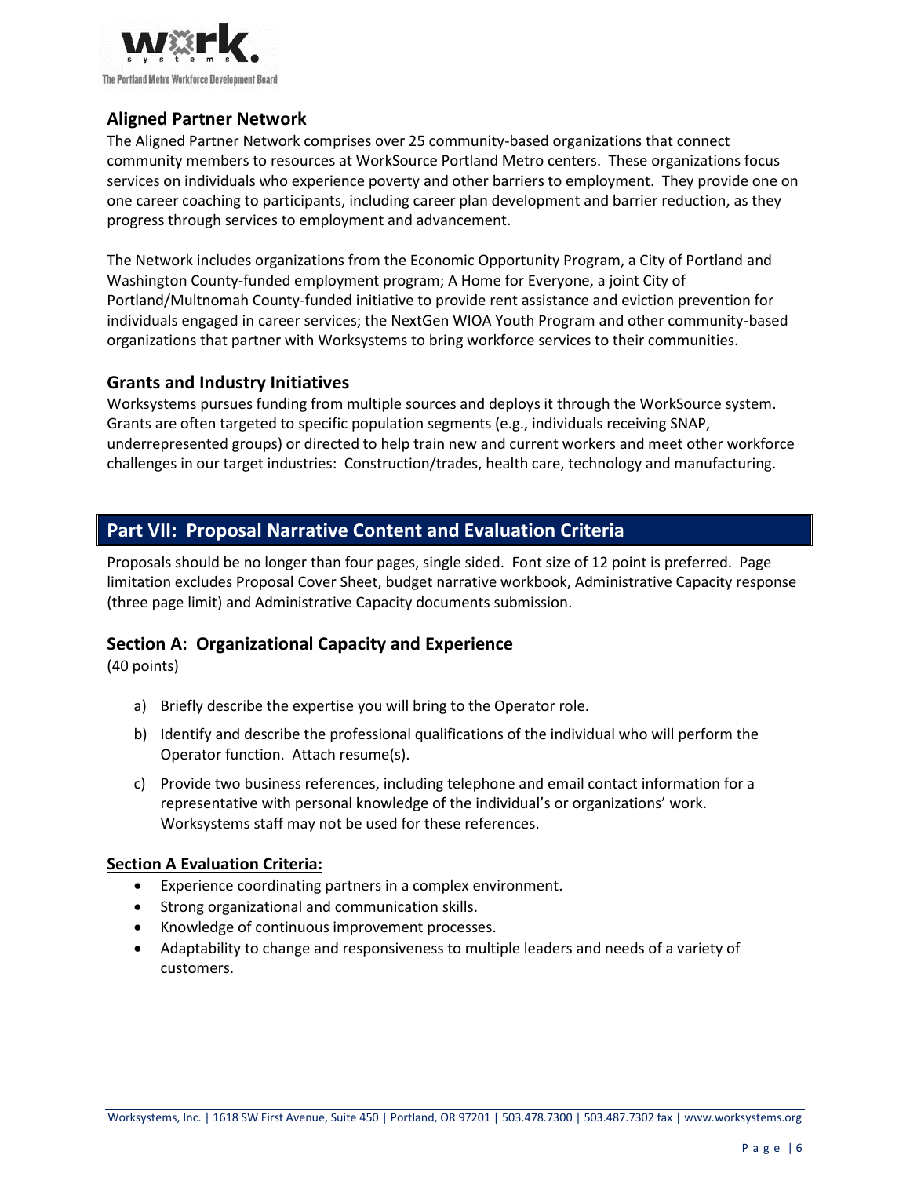## Aligned Partner Network

The Aligned Partner Network comprises over 25 community-based organizations that connect community members to resources at WorkSource Portland Metro centers. These organizations focus services on individuals who experience poverty and other barriers to employment. They provide one on one career coaching to participants, including career plan development and barrier reduction, as they progress through services to employment and advancement.

The Network includes organizations from the Economic Opportunity Program, a City of Portland and Washington County-funded employment program; A Home for Everyone, a joint City of Portland/Multnomah County-funded initiative to provide rent assistance and eviction prevention for individuals engaged in career services; the NextGen WIOA Youth Program and other community-based organizations that partner with Worksystems to bring workforce services to their communities.

## Grants and Industry Initiatives

Worksystems pursues funding from multiple sources and deploys it through the WorkSource system. Grants are often targeted to specific population segments (e.g., individuals receiving SNAP, underrepresented groups) or directed to help train new and current workers and meet other workforce challenges in our target industries: Construction/trades, health care, technology and manufacturing.

# Part VII: Proposal Narrative Content and Evaluation Criteria

Proposals should be no longer than four pages, single sided. Font size of 12 point is preferred. Page limitation excludes Proposal Cover Sheet, budget narrative workbook, Administrative Capacity response (three page limit) and Administrative Capacity documents submission.

## Section A: Organizational Capacity and Experience

(40 points)

a) Briefly describe the expertise you will bring to the Operator role.

b) Identify and describe the professional qualifications of the individual who will perform the Operator function. Attach resume(s).

c) Provide two business references, including telephone and email contact information for a representative with personal knowledge of the individual's or organizations' work. Worksystems staff may not be used for these references.

**Section A Evaluation Criteria:**

- Experience coordinating partners in a complex environment.
- Strong organizational and communication skills.
- Knowledge of continuous improvement processes.
- Adaptability to change and responsiveness to multiple leaders and needs of a variety of customers.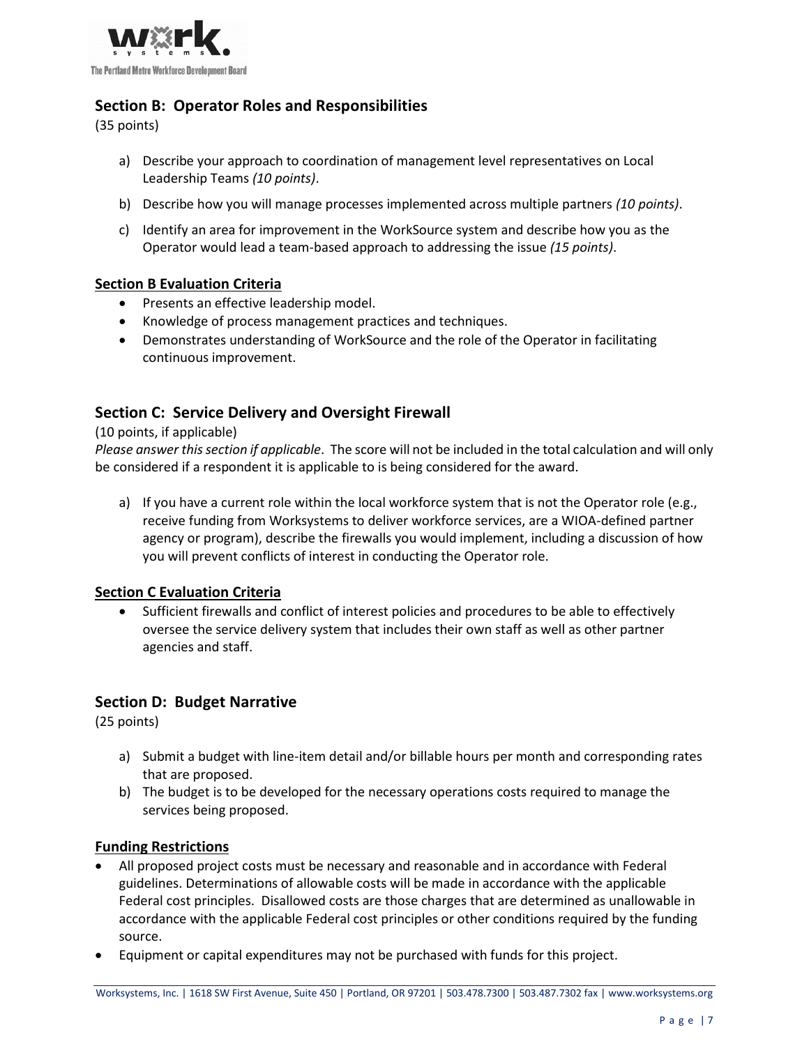## Section B: Operator Roles and Responsibilities

(35 points)

a) Describe your approach to coordination of management level representatives on Local Leadership Teams *(10 points)*.

b) Describe how you will manage processes implemented across multiple partners *(10 points)*.

c) Identify an area for improvement in the WorkSource system and describe how you as the Operator would lead a team-based approach to addressing the issue *(15 points)*.

**Section B Evaluation Criteria**

- Presents an effective leadership model.
- Knowledge of process management practices and techniques.
- Demonstrates understanding of WorkSource and the role of the Operator in facilitating continuous improvement.

## Section C: Service Delivery and Oversight Firewall

(10 points, if applicable)

*Please answer this section if applicable*. The score will not be included in the total calculation and will only be considered if a respondent it is applicable to is being considered for the award.

a) If you have a current role within the local workforce system that is not the Operator role (e.g., receive funding from Worksystems to deliver workforce services, are a WIOA-defined partner agency or program), describe the firewalls you would implement, including a discussion of how you will prevent conflicts of interest in conducting the Operator role.

**Section C Evaluation Criteria**

- Sufficient firewalls and conflict of interest policies and procedures to be able to effectively oversee the service delivery system that includes their own staff as well as other partner agencies and staff.

## Section D: Budget Narrative

(25 points)

a) Submit a budget with line-item detail and/or billable hours per month and corresponding rates that are proposed.

b) The budget is to be developed for the necessary operations costs required to manage the services being proposed.

**Funding Restrictions**

- All proposed project costs must be necessary and reasonable and in accordance with Federal guidelines. Determinations of allowable costs will be made in accordance with the applicable Federal cost principles. Disallowed costs are those charges that are determined as unallowable in accordance with the applicable Federal cost principles or other conditions required by the funding source.
- Equipment or capital expenditures may not be purchased with funds for this project.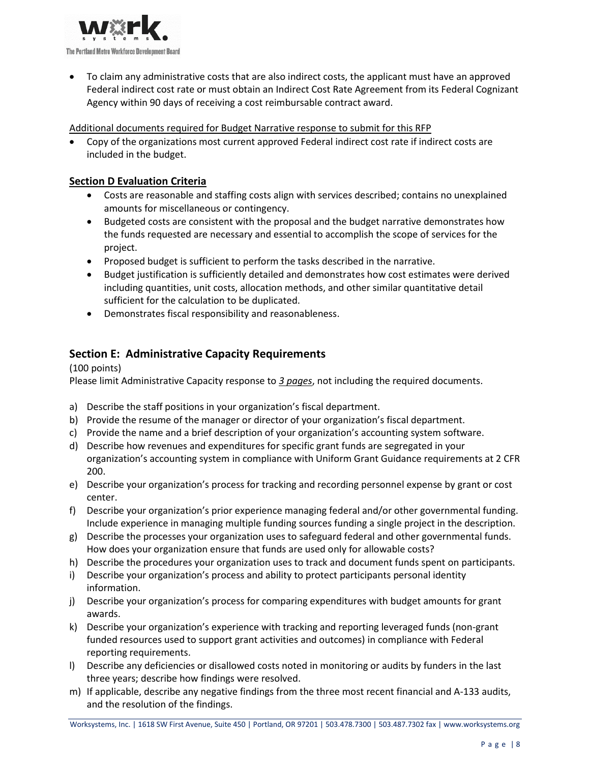- To claim any administrative costs that are also indirect costs, the applicant must have an approved Federal indirect cost rate or must obtain an Indirect Cost Rate Agreement from its Federal Cognizant Agency within 90 days of receiving a cost reimbursable contract award.

Additional documents required for Budget Narrative response to submit for this RFP

- Copy of the organizations most current approved Federal indirect cost rate if indirect costs are included in the budget.

**Section D Evaluation Criteria**

- Costs are reasonable and staffing costs align with services described; contains no unexplained amounts for miscellaneous or contingency.
- Budgeted costs are consistent with the proposal and the budget narrative demonstrates how the funds requested are necessary and essential to accomplish the scope of services for the project.
- Proposed budget is sufficient to perform the tasks described in the narrative.
- Budget justification is sufficiently detailed and demonstrates how cost estimates were derived including quantities, unit costs, allocation methods, and other similar quantitative detail sufficient for the calculation to be duplicated.
- Demonstrates fiscal responsibility and reasonableness.

## Section E: Administrative Capacity Requirements

(100 points)

Please limit Administrative Capacity response to ***3 pages***, not including the required documents.

a) Describe the staff positions in your organization's fiscal department.
b) Provide the resume of the manager or director of your organization's fiscal department.
c) Provide the name and a brief description of your organization's accounting system software.
d) Describe how revenues and expenditures for specific grant funds are segregated in your organization's accounting system in compliance with Uniform Grant Guidance requirements at 2 CFR 200.
e) Describe your organization's process for tracking and recording personnel expense by grant or cost center.
f) Describe your organization's prior experience managing federal and/or other governmental funding. Include experience in managing multiple funding sources funding a single project in the description.
g) Describe the processes your organization uses to safeguard federal and other governmental funds. How does your organization ensure that funds are used only for allowable costs?
h) Describe the procedures your organization uses to track and document funds spent on participants.
i) Describe your organization's process and ability to protect participants personal identity information.
j) Describe your organization's process for comparing expenditures with budget amounts for grant awards.
k) Describe your organization's experience with tracking and reporting leveraged funds (non-grant funded resources used to support grant activities and outcomes) in compliance with Federal reporting requirements.
l) Describe any deficiencies or disallowed costs noted in monitoring or audits by funders in the last three years; describe how findings were resolved.
m) If applicable, describe any negative findings from the three most recent financial and A-133 audits, and the resolution of the findings.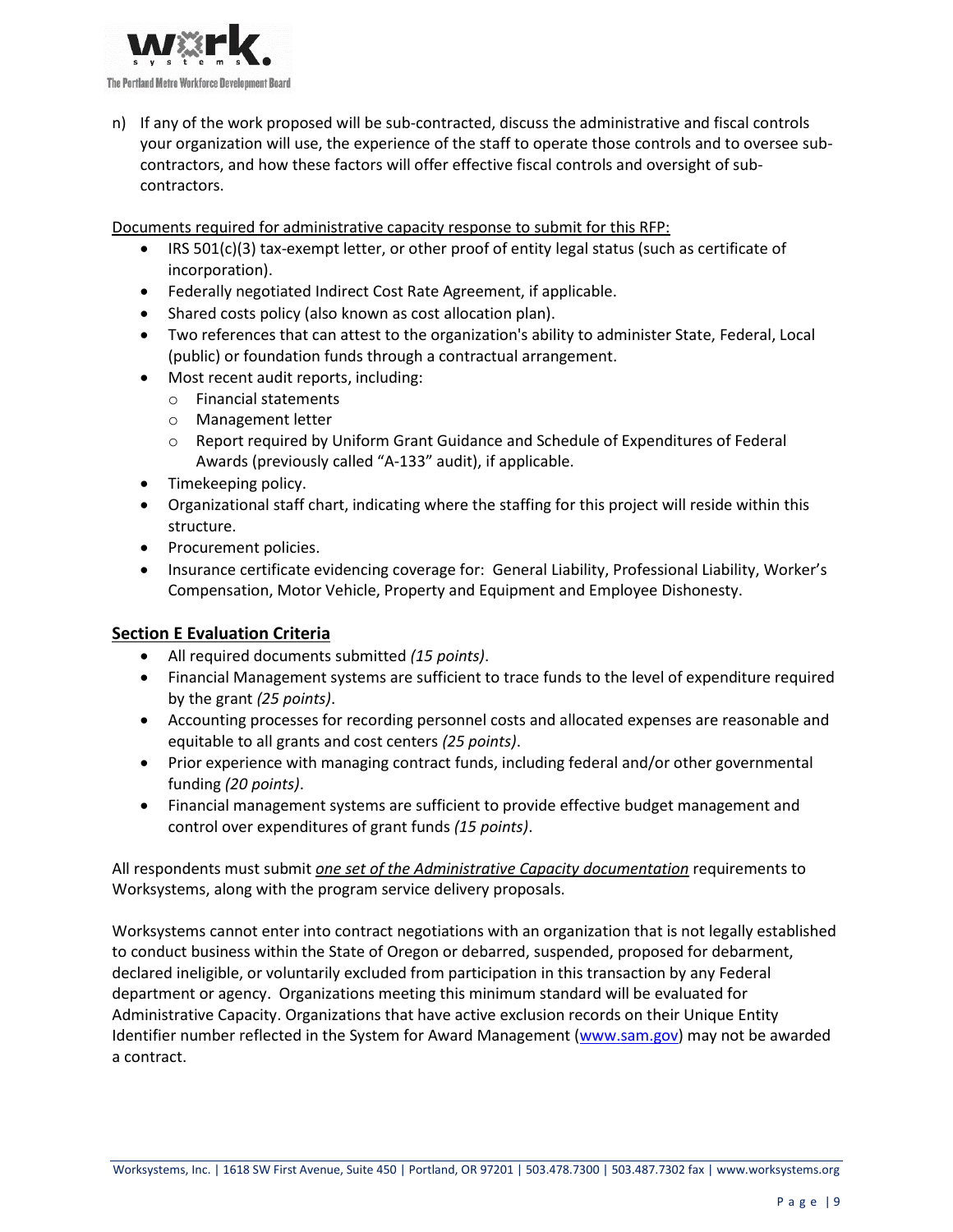n) If any of the work proposed will be sub-contracted, discuss the administrative and fiscal controls your organization will use, the experience of the staff to operate those controls and to oversee sub-contractors, and how these factors will offer effective fiscal controls and oversight of sub-contractors.

<u>Documents required for administrative capacity response to submit for this RFP:</u>

- IRS 501(c)(3) tax-exempt letter, or other proof of entity legal status (such as certificate of incorporation).
- Federally negotiated Indirect Cost Rate Agreement, if applicable.
- Shared costs policy (also known as cost allocation plan).
- Two references that can attest to the organization's ability to administer State, Federal, Local (public) or foundation funds through a contractual arrangement.
- Most recent audit reports, including:
  - Financial statements
  - Management letter
  - Report required by Uniform Grant Guidance and Schedule of Expenditures of Federal Awards (previously called "A-133" audit), if applicable.
- Timekeeping policy.
- Organizational staff chart, indicating where the staffing for this project will reside within this structure.
- Procurement policies.
- Insurance certificate evidencing coverage for: General Liability, Professional Liability, Worker's Compensation, Motor Vehicle, Property and Equipment and Employee Dishonesty.

## Section E Evaluation Criteria

- All required documents submitted *(15 points)*.
- Financial Management systems are sufficient to trace funds to the level of expenditure required by the grant *(25 points)*.
- Accounting processes for recording personnel costs and allocated expenses are reasonable and equitable to all grants and cost centers *(25 points)*.
- Prior experience with managing contract funds, including federal and/or other governmental funding *(20 points)*.
- Financial management systems are sufficient to provide effective budget management and control over expenditures of grant funds *(15 points)*.

All respondents must submit <u>*one set of the Administrative Capacity documentation*</u> requirements to Worksystems, along with the program service delivery proposals.

Worksystems cannot enter into contract negotiations with an organization that is not legally established to conduct business within the State of Oregon or debarred, suspended, proposed for debarment, declared ineligible, or voluntarily excluded from participation in this transaction by any Federal department or agency. Organizations meeting this minimum standard will be evaluated for Administrative Capacity. Organizations that have active exclusion records on their Unique Entity Identifier number reflected in the System for Award Management (www.sam.gov) may not be awarded a contract.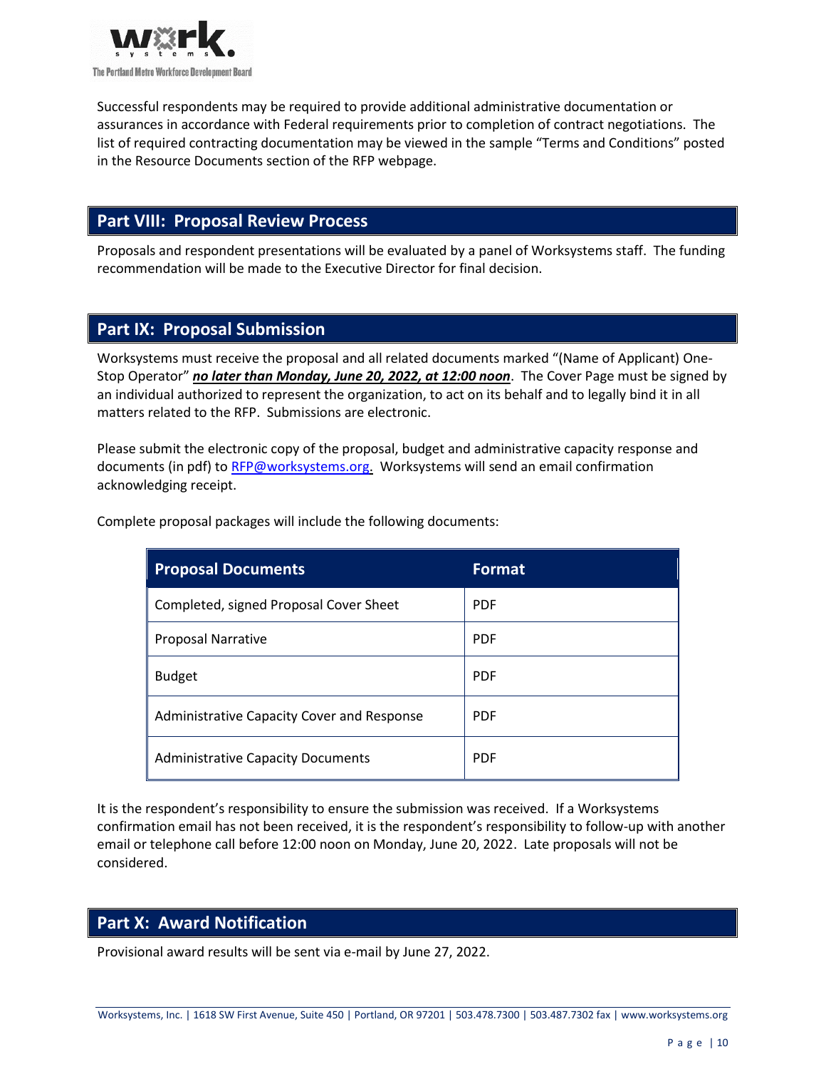Successful respondents may be required to provide additional administrative documentation or assurances in accordance with Federal requirements prior to completion of contract negotiations. The list of required contracting documentation may be viewed in the sample "Terms and Conditions" posted in the Resource Documents section of the RFP webpage.

## Part VIII: Proposal Review Process

Proposals and respondent presentations will be evaluated by a panel of Worksystems staff. The funding recommendation will be made to the Executive Director for final decision.

## Part IX: Proposal Submission

Worksystems must receive the proposal and all related documents marked "(Name of Applicant) One-Stop Operator" ***no later than Monday, June 20, 2022, at 12:00 noon***. The Cover Page must be signed by an individual authorized to represent the organization, to act on its behalf and to legally bind it in all matters related to the RFP. Submissions are electronic.

Please submit the electronic copy of the proposal, budget and administrative capacity response and documents (in pdf) to RFP@worksystems.org. Worksystems will send an email confirmation acknowledging receipt.

Complete proposal packages will include the following documents:

| Proposal Documents | Format |
|---|---|
| Completed, signed Proposal Cover Sheet | PDF |
| Proposal Narrative | PDF |
| Budget | PDF |
| Administrative Capacity Cover and Response | PDF |
| Administrative Capacity Documents | PDF |

It is the respondent's responsibility to ensure the submission was received. If a Worksystems confirmation email has not been received, it is the respondent's responsibility to follow-up with another email or telephone call before 12:00 noon on Monday, June 20, 2022. Late proposals will not be considered.

## Part X: Award Notification

Provisional award results will be sent via e-mail by June 27, 2022.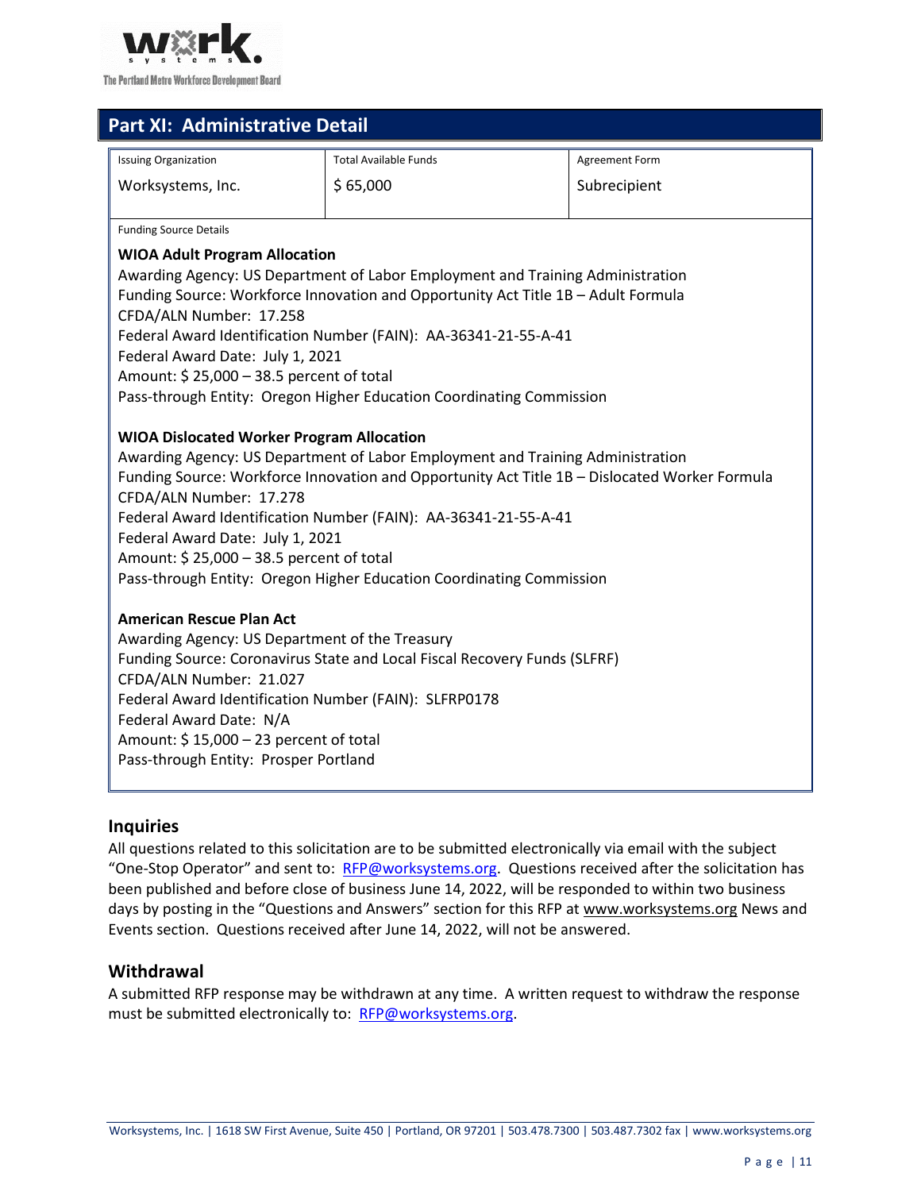## Part XI: Administrative Detail

| Issuing Organization | Total Available Funds | Agreement Form |
|---|---|---|
| Worksystems, Inc. | $ 65,000 | Subrecipient |

Funding Source Details

**WIOA Adult Program Allocation**
Awarding Agency: US Department of Labor Employment and Training Administration
Funding Source: Workforce Innovation and Opportunity Act Title 1B – Adult Formula
CFDA/ALN Number: 17.258
Federal Award Identification Number (FAIN): AA-36341-21-55-A-41
Federal Award Date: July 1, 2021
Amount: $ 25,000 – 38.5 percent of total
Pass-through Entity: Oregon Higher Education Coordinating Commission

**WIOA Dislocated Worker Program Allocation**
Awarding Agency: US Department of Labor Employment and Training Administration
Funding Source: Workforce Innovation and Opportunity Act Title 1B – Dislocated Worker Formula
CFDA/ALN Number: 17.278
Federal Award Identification Number (FAIN): AA-36341-21-55-A-41
Federal Award Date: July 1, 2021
Amount: $ 25,000 – 38.5 percent of total
Pass-through Entity: Oregon Higher Education Coordinating Commission

**American Rescue Plan Act**
Awarding Agency: US Department of the Treasury
Funding Source: Coronavirus State and Local Fiscal Recovery Funds (SLFRF)
CFDA/ALN Number: 21.027
Federal Award Identification Number (FAIN): SLFRP0178
Federal Award Date: N/A
Amount: $ 15,000 – 23 percent of total
Pass-through Entity: Prosper Portland

### Inquiries

All questions related to this solicitation are to be submitted electronically via email with the subject "One-Stop Operator" and sent to: RFP@worksystems.org. Questions received after the solicitation has been published and before close of business June 14, 2022, will be responded to within two business days by posting in the "Questions and Answers" section for this RFP at www.worksystems.org News and Events section. Questions received after June 14, 2022, will not be answered.

### Withdrawal

A submitted RFP response may be withdrawn at any time. A written request to withdraw the response must be submitted electronically to: RFP@worksystems.org.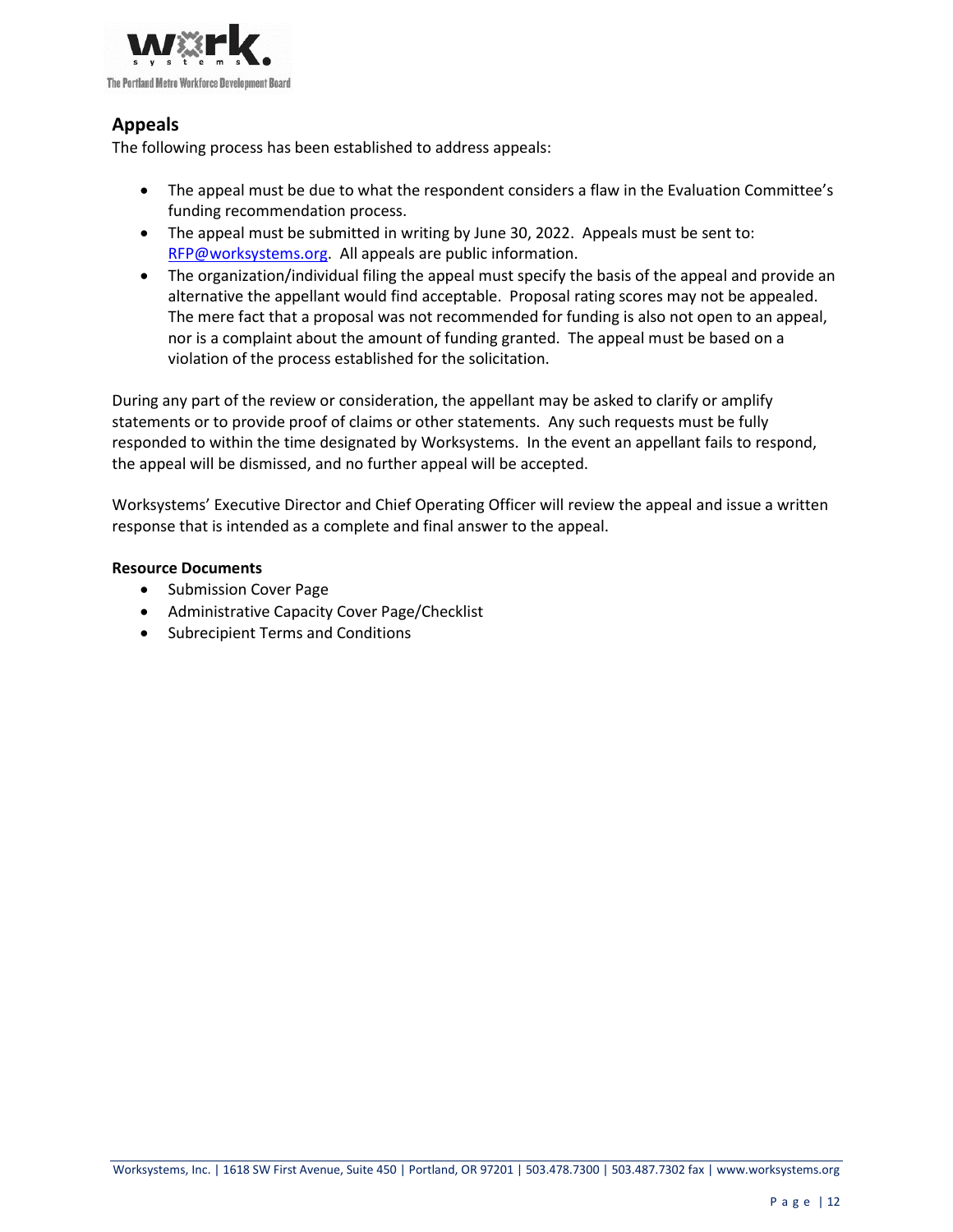## Appeals

The following process has been established to address appeals:

- The appeal must be due to what the respondent considers a flaw in the Evaluation Committee's funding recommendation process.
- The appeal must be submitted in writing by June 30, 2022. Appeals must be sent to: RFP@worksystems.org. All appeals are public information.
- The organization/individual filing the appeal must specify the basis of the appeal and provide an alternative the appellant would find acceptable. Proposal rating scores may not be appealed. The mere fact that a proposal was not recommended for funding is also not open to an appeal, nor is a complaint about the amount of funding granted. The appeal must be based on a violation of the process established for the solicitation.

During any part of the review or consideration, the appellant may be asked to clarify or amplify statements or to provide proof of claims or other statements. Any such requests must be fully responded to within the time designated by Worksystems. In the event an appellant fails to respond, the appeal will be dismissed, and no further appeal will be accepted.

Worksystems' Executive Director and Chief Operating Officer will review the appeal and issue a written response that is intended as a complete and final answer to the appeal.

**Resource Documents**

- Submission Cover Page
- Administrative Capacity Cover Page/Checklist
- Subrecipient Terms and Conditions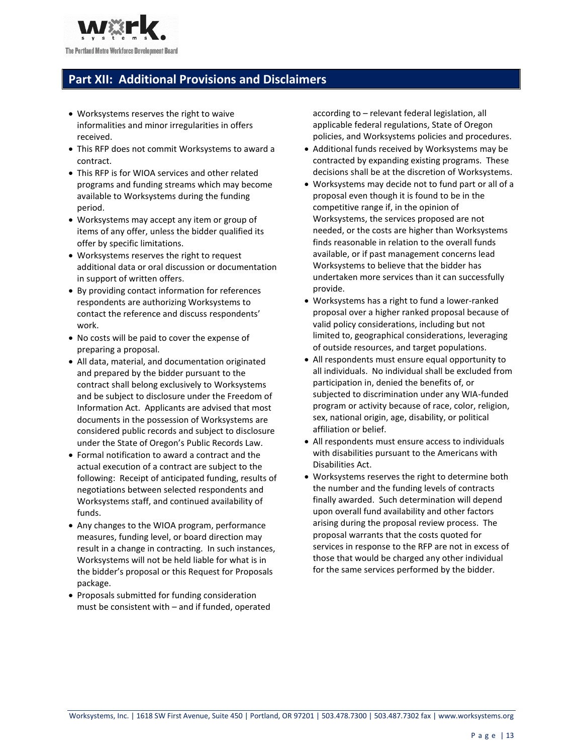## Part XII: Additional Provisions and Disclaimers

- Worksystems reserves the right to waive informalities and minor irregularities in offers received.
- This RFP does not commit Worksystems to award a contract.
- This RFP is for WIOA services and other related programs and funding streams which may become available to Worksystems during the funding period.
- Worksystems may accept any item or group of items of any offer, unless the bidder qualified its offer by specific limitations.
- Worksystems reserves the right to request additional data or oral discussion or documentation in support of written offers.
- By providing contact information for references respondents are authorizing Worksystems to contact the reference and discuss respondents' work.
- No costs will be paid to cover the expense of preparing a proposal.
- All data, material, and documentation originated and prepared by the bidder pursuant to the contract shall belong exclusively to Worksystems and be subject to disclosure under the Freedom of Information Act. Applicants are advised that most documents in the possession of Worksystems are considered public records and subject to disclosure under the State of Oregon's Public Records Law.
- Formal notification to award a contract and the actual execution of a contract are subject to the following: Receipt of anticipated funding, results of negotiations between selected respondents and Worksystems staff, and continued availability of funds.
- Any changes to the WIOA program, performance measures, funding level, or board direction may result in a change in contracting. In such instances, Worksystems will not be held liable for what is in the bidder's proposal or this Request for Proposals package.
- Proposals submitted for funding consideration must be consistent with – and if funded, operated according to – relevant federal legislation, all applicable federal regulations, State of Oregon policies, and Worksystems policies and procedures.
- Additional funds received by Worksystems may be contracted by expanding existing programs. These decisions shall be at the discretion of Worksystems.
- Worksystems may decide not to fund part or all of a proposal even though it is found to be in the competitive range if, in the opinion of Worksystems, the services proposed are not needed, or the costs are higher than Worksystems finds reasonable in relation to the overall funds available, or if past management concerns lead Worksystems to believe that the bidder has undertaken more services than it can successfully provide.
- Worksystems has a right to fund a lower-ranked proposal over a higher ranked proposal because of valid policy considerations, including but not limited to, geographical considerations, leveraging of outside resources, and target populations.
- All respondents must ensure equal opportunity to all individuals. No individual shall be excluded from participation in, denied the benefits of, or subjected to discrimination under any WIA-funded program or activity because of race, color, religion, sex, national origin, age, disability, or political affiliation or belief.
- All respondents must ensure access to individuals with disabilities pursuant to the Americans with Disabilities Act.
- Worksystems reserves the right to determine both the number and the funding levels of contracts finally awarded. Such determination will depend upon overall fund availability and other factors arising during the proposal review process. The proposal warrants that the costs quoted for services in response to the RFP are not in excess of those that would be charged any other individual for the same services performed by the bidder.